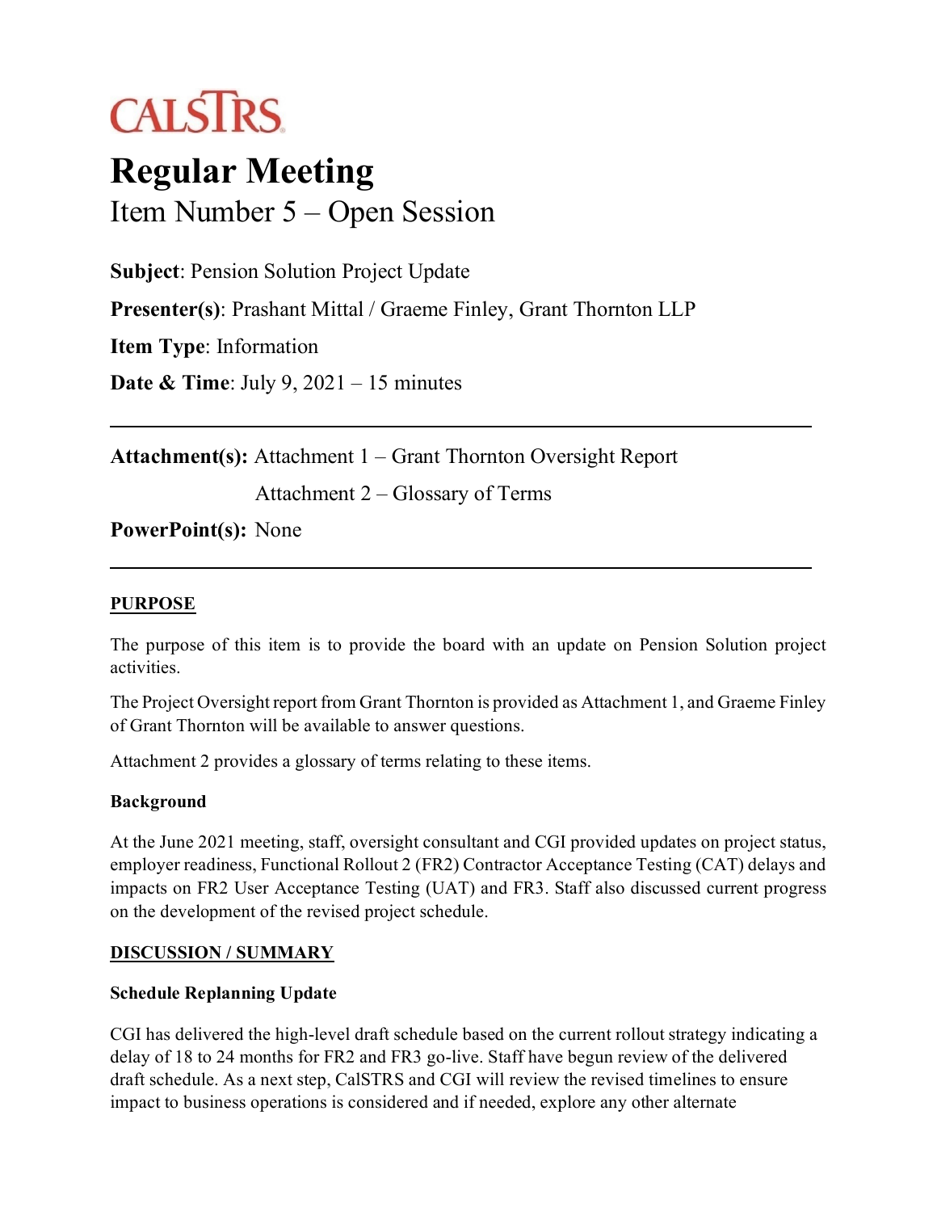CALSTRS

# Regular Meeting

## Item Number 5 – Open Session

**Subject**: Pension Solution Project Update

**Presenter(s)**: Prashant Mittal / Graeme Finley, Grant Thornton LLP

**Item Type**: Information

**Date & Time**: July 9, 2021 – 15 minutes

---

**Attachment(s):** Attachment 1 – Grant Thornton Oversight Report

Attachment 2 – Glossary of Terms

**PowerPoint(s):** None

---

### PURPOSE

The purpose of this item is to provide the board with an update on Pension Solution project activities.

The Project Oversight report from Grant Thornton is provided as Attachment 1, and Graeme Finley of Grant Thornton will be available to answer questions.

Attachment 2 provides a glossary of terms relating to these items.

#### Background

At the June 2021 meeting, staff, oversight consultant and CGI provided updates on project status, employer readiness, Functional Rollout 2 (FR2) Contractor Acceptance Testing (CAT) delays and impacts on FR2 User Acceptance Testing (UAT) and FR3. Staff also discussed current progress on the development of the revised project schedule.

### DISCUSSION / SUMMARY

#### Schedule Replanning Update

CGI has delivered the high-level draft schedule based on the current rollout strategy indicating a delay of 18 to 24 months for FR2 and FR3 go-live. Staff have begun review of the delivered draft schedule. As a next step, CalSTRS and CGI will review the revised timelines to ensure impact to business operations is considered and if needed, explore any other alternate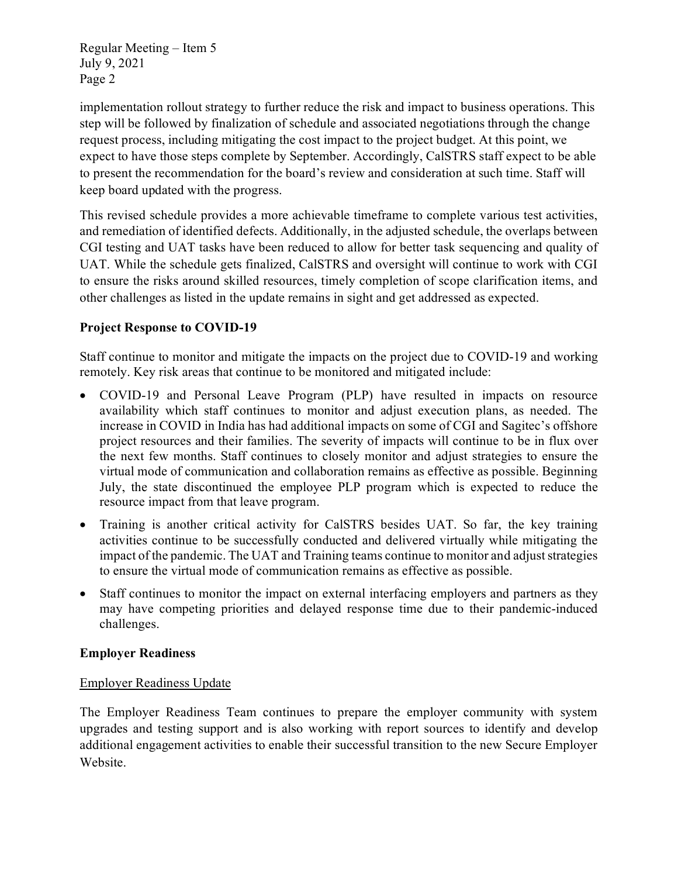implementation rollout strategy to further reduce the risk and impact to business operations. This step will be followed by finalization of schedule and associated negotiations through the change request process, including mitigating the cost impact to the project budget. At this point, we expect to have those steps complete by September. Accordingly, CalSTRS staff expect to be able to present the recommendation for the board's review and consideration at such time. Staff will keep board updated with the progress.

This revised schedule provides a more achievable timeframe to complete various test activities, and remediation of identified defects. Additionally, in the adjusted schedule, the overlaps between CGI testing and UAT tasks have been reduced to allow for better task sequencing and quality of UAT. While the schedule gets finalized, CalSTRS and oversight will continue to work with CGI to ensure the risks around skilled resources, timely completion of scope clarification items, and other challenges as listed in the update remains in sight and get addressed as expected.

**Project Response to COVID-19**

Staff continue to monitor and mitigate the impacts on the project due to COVID-19 and working remotely. Key risk areas that continue to be monitored and mitigated include:

- COVID-19 and Personal Leave Program (PLP) have resulted in impacts on resource availability which staff continues to monitor and adjust execution plans, as needed. The increase in COVID in India has had additional impacts on some of CGI and Sagitec's offshore project resources and their families. The severity of impacts will continue to be in flux over the next few months. Staff continues to closely monitor and adjust strategies to ensure the virtual mode of communication and collaboration remains as effective as possible. Beginning July, the state discontinued the employee PLP program which is expected to reduce the resource impact from that leave program.
- Training is another critical activity for CalSTRS besides UAT. So far, the key training activities continue to be successfully conducted and delivered virtually while mitigating the impact of the pandemic. The UAT and Training teams continue to monitor and adjust strategies to ensure the virtual mode of communication remains as effective as possible.
- Staff continues to monitor the impact on external interfacing employers and partners as they may have competing priorities and delayed response time due to their pandemic-induced challenges.

**Employer Readiness**

Employer Readiness Update

The Employer Readiness Team continues to prepare the employer community with system upgrades and testing support and is also working with report sources to identify and develop additional engagement activities to enable their successful transition to the new Secure Employer Website.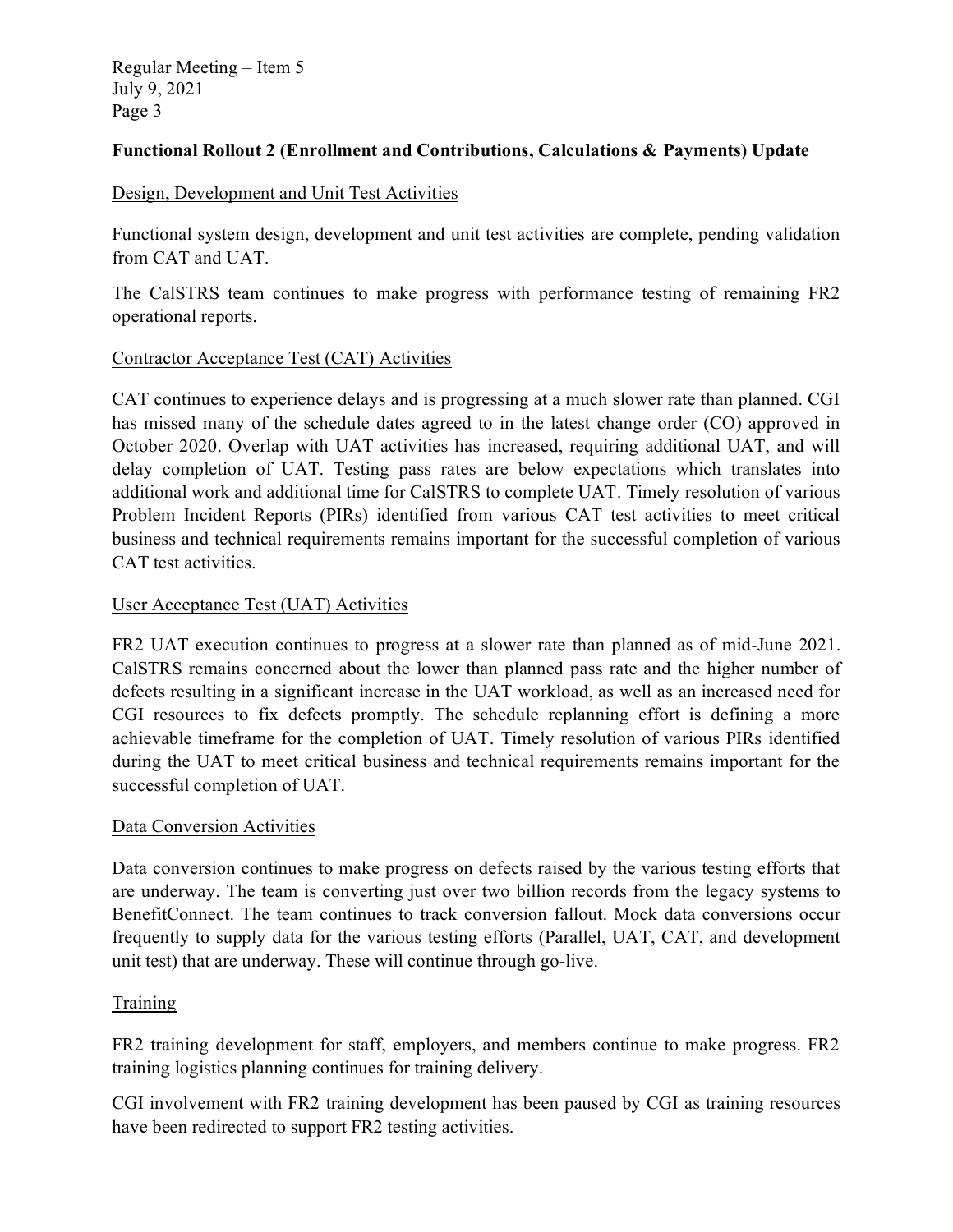**Functional Rollout 2 (Enrollment and Contributions, Calculations & Payments) Update**

Design, Development and Unit Test Activities

Functional system design, development and unit test activities are complete, pending validation from CAT and UAT.

The CalSTRS team continues to make progress with performance testing of remaining FR2 operational reports.

Contractor Acceptance Test (CAT) Activities

CAT continues to experience delays and is progressing at a much slower rate than planned. CGI has missed many of the schedule dates agreed to in the latest change order (CO) approved in October 2020. Overlap with UAT activities has increased, requiring additional UAT, and will delay completion of UAT. Testing pass rates are below expectations which translates into additional work and additional time for CalSTRS to complete UAT. Timely resolution of various Problem Incident Reports (PIRs) identified from various CAT test activities to meet critical business and technical requirements remains important for the successful completion of various CAT test activities.

User Acceptance Test (UAT) Activities

FR2 UAT execution continues to progress at a slower rate than planned as of mid-June 2021. CalSTRS remains concerned about the lower than planned pass rate and the higher number of defects resulting in a significant increase in the UAT workload, as well as an increased need for CGI resources to fix defects promptly. The schedule replanning effort is defining a more achievable timeframe for the completion of UAT. Timely resolution of various PIRs identified during the UAT to meet critical business and technical requirements remains important for the successful completion of UAT.

Data Conversion Activities

Data conversion continues to make progress on defects raised by the various testing efforts that are underway. The team is converting just over two billion records from the legacy systems to BenefitConnect. The team continues to track conversion fallout. Mock data conversions occur frequently to supply data for the various testing efforts (Parallel, UAT, CAT, and development unit test) that are underway. These will continue through go-live.

Training

FR2 training development for staff, employers, and members continue to make progress. FR2 training logistics planning continues for training delivery.

CGI involvement with FR2 training development has been paused by CGI as training resources have been redirected to support FR2 testing activities.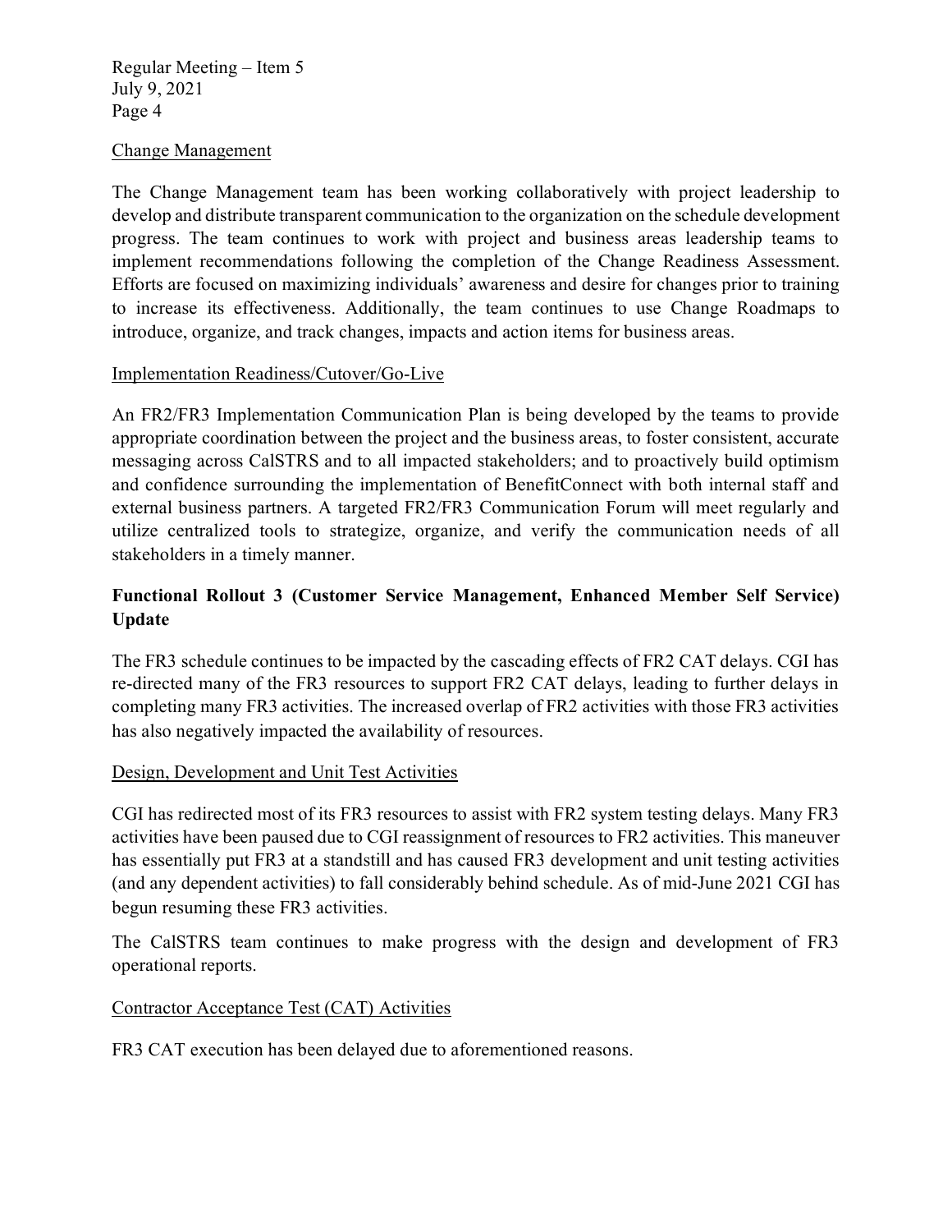### Change Management

The Change Management team has been working collaboratively with project leadership to develop and distribute transparent communication to the organization on the schedule development progress. The team continues to work with project and business areas leadership teams to implement recommendations following the completion of the Change Readiness Assessment. Efforts are focused on maximizing individuals' awareness and desire for changes prior to training to increase its effectiveness. Additionally, the team continues to use Change Roadmaps to introduce, organize, and track changes, impacts and action items for business areas.

### Implementation Readiness/Cutover/Go-Live

An FR2/FR3 Implementation Communication Plan is being developed by the teams to provide appropriate coordination between the project and the business areas, to foster consistent, accurate messaging across CalSTRS and to all impacted stakeholders; and to proactively build optimism and confidence surrounding the implementation of BenefitConnect with both internal staff and external business partners. A targeted FR2/FR3 Communication Forum will meet regularly and utilize centralized tools to strategize, organize, and verify the communication needs of all stakeholders in a timely manner.

## Functional Rollout 3 (Customer Service Management, Enhanced Member Self Service) Update

The FR3 schedule continues to be impacted by the cascading effects of FR2 CAT delays. CGI has re-directed many of the FR3 resources to support FR2 CAT delays, leading to further delays in completing many FR3 activities. The increased overlap of FR2 activities with those FR3 activities has also negatively impacted the availability of resources.

### Design, Development and Unit Test Activities

CGI has redirected most of its FR3 resources to assist with FR2 system testing delays. Many FR3 activities have been paused due to CGI reassignment of resources to FR2 activities. This maneuver has essentially put FR3 at a standstill and has caused FR3 development and unit testing activities (and any dependent activities) to fall considerably behind schedule. As of mid-June 2021 CGI has begun resuming these FR3 activities.

The CalSTRS team continues to make progress with the design and development of FR3 operational reports.

### Contractor Acceptance Test (CAT) Activities

FR3 CAT execution has been delayed due to aforementioned reasons.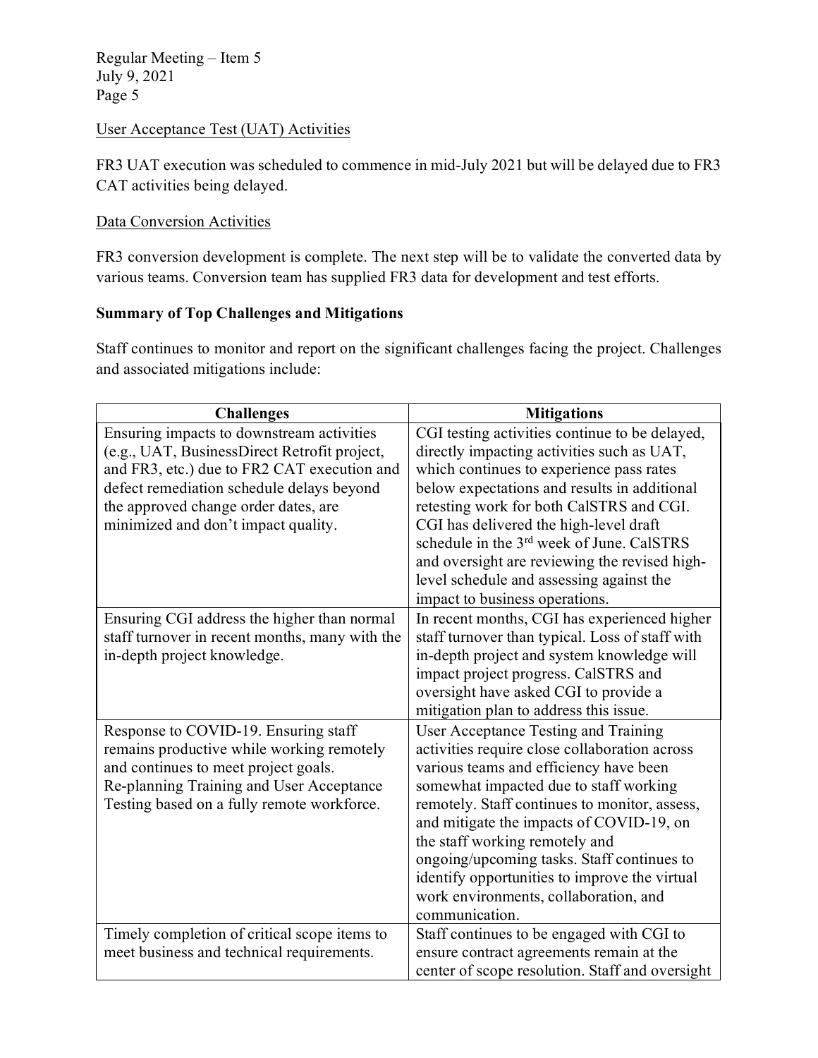User Acceptance Test (UAT) Activities

FR3 UAT execution was scheduled to commence in mid-July 2021 but will be delayed due to FR3 CAT activities being delayed.

Data Conversion Activities

FR3 conversion development is complete. The next step will be to validate the converted data by various teams. Conversion team has supplied FR3 data for development and test efforts.

**Summary of Top Challenges and Mitigations**

Staff continues to monitor and report on the significant challenges facing the project. Challenges and associated mitigations include:

| Challenges | Mitigations |
|---|---|
| Ensuring impacts to downstream activities (e.g., UAT, BusinessDirect Retrofit project, and FR3, etc.) due to FR2 CAT execution and defect remediation schedule delays beyond the approved change order dates, are minimized and don't impact quality. | CGI testing activities continue to be delayed, directly impacting activities such as UAT, which continues to experience pass rates below expectations and results in additional retesting work for both CalSTRS and CGI. CGI has delivered the high-level draft schedule in the 3rd week of June. CalSTRS and oversight are reviewing the revised high-level schedule and assessing against the impact to business operations. |
| Ensuring CGI address the higher than normal staff turnover in recent months, many with the in-depth project knowledge. | In recent months, CGI has experienced higher staff turnover than typical. Loss of staff with in-depth project and system knowledge will impact project progress. CalSTRS and oversight have asked CGI to provide a mitigation plan to address this issue. |
| Response to COVID-19. Ensuring staff remains productive while working remotely and continues to meet project goals. Re-planning Training and User Acceptance Testing based on a fully remote workforce. | User Acceptance Testing and Training activities require close collaboration across various teams and efficiency have been somewhat impacted due to staff working remotely. Staff continues to monitor, assess, and mitigate the impacts of COVID-19, on the staff working remotely and ongoing/upcoming tasks. Staff continues to identify opportunities to improve the virtual work environments, collaboration, and communication. |
| Timely completion of critical scope items to meet business and technical requirements. | Staff continues to be engaged with CGI to ensure contract agreements remain at the center of scope resolution. Staff and oversight |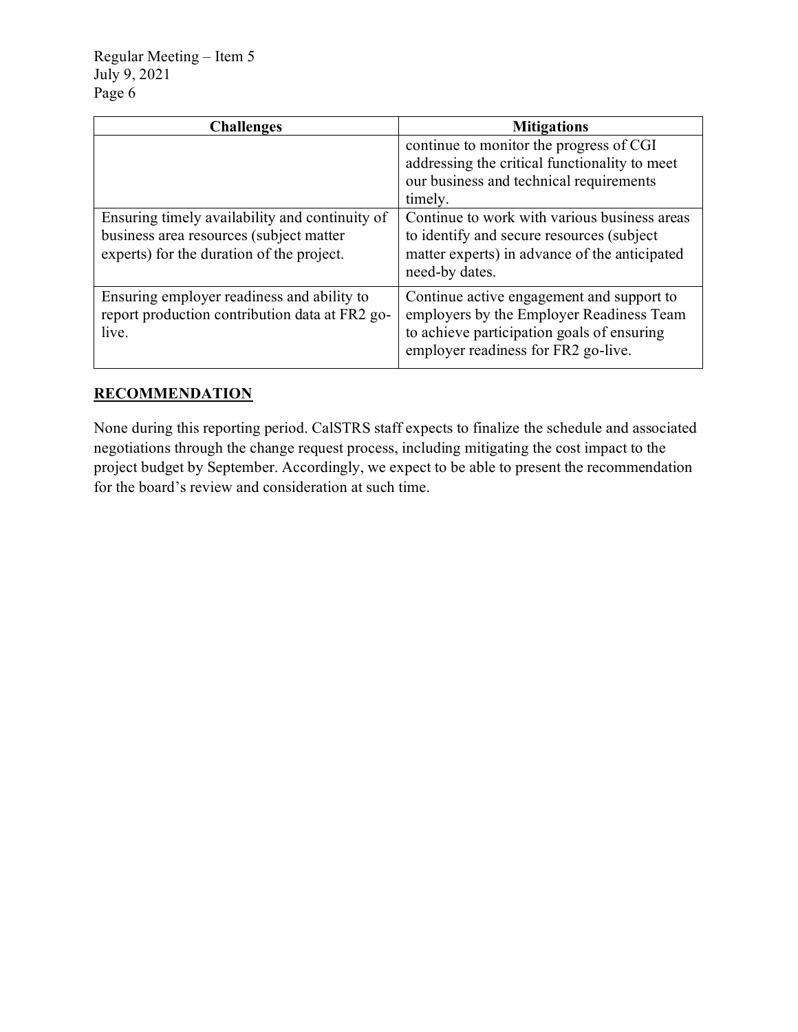| Challenges | Mitigations |
| --- | --- |
| | continue to monitor the progress of CGI addressing the critical functionality to meet our business and technical requirements timely. |
| Ensuring timely availability and continuity of business area resources (subject matter experts) for the duration of the project. | Continue to work with various business areas to identify and secure resources (subject matter experts) in advance of the anticipated need-by dates. |
| Ensuring employer readiness and ability to report production contribution data at FR2 go-live. | Continue active engagement and support to employers by the Employer Readiness Team to achieve participation goals of ensuring employer readiness for FR2 go-live. |

## RECOMMENDATION

None during this reporting period. CalSTRS staff expects to finalize the schedule and associated negotiations through the change request process, including mitigating the cost impact to the project budget by September. Accordingly, we expect to be able to present the recommendation for the board's review and consideration at such time.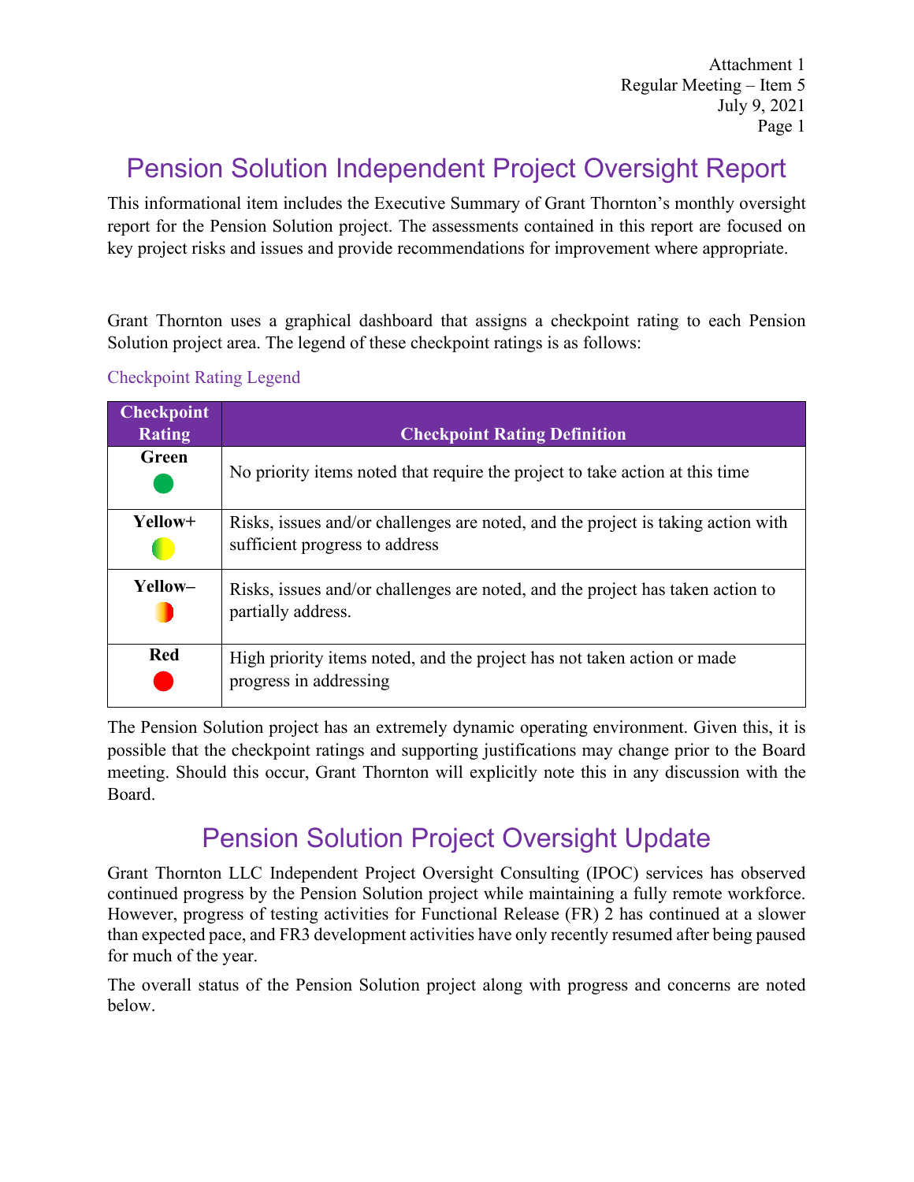# Pension Solution Independent Project Oversight Report

This informational item includes the Executive Summary of Grant Thornton's monthly oversight report for the Pension Solution project. The assessments contained in this report are focused on key project risks and issues and provide recommendations for improvement where appropriate.

Grant Thornton uses a graphical dashboard that assigns a checkpoint rating to each Pension Solution project area. The legend of these checkpoint ratings is as follows:

### Checkpoint Rating Legend

| Checkpoint Rating | Checkpoint Rating Definition |
|---|---|
| **Green** | No priority items noted that require the project to take action at this time |
| **Yellow+** | Risks, issues and/or challenges are noted, and the project is taking action with sufficient progress to address |
| **Yellow–** | Risks, issues and/or challenges are noted, and the project has taken action to partially address. |
| **Red** | High priority items noted, and the project has not taken action or made progress in addressing |

The Pension Solution project has an extremely dynamic operating environment. Given this, it is possible that the checkpoint ratings and supporting justifications may change prior to the Board meeting. Should this occur, Grant Thornton will explicitly note this in any discussion with the Board.

# Pension Solution Project Oversight Update

Grant Thornton LLC Independent Project Oversight Consulting (IPOC) services has observed continued progress by the Pension Solution project while maintaining a fully remote workforce. However, progress of testing activities for Functional Release (FR) 2 has continued at a slower than expected pace, and FR3 development activities have only recently resumed after being paused for much of the year.

The overall status of the Pension Solution project along with progress and concerns are noted below.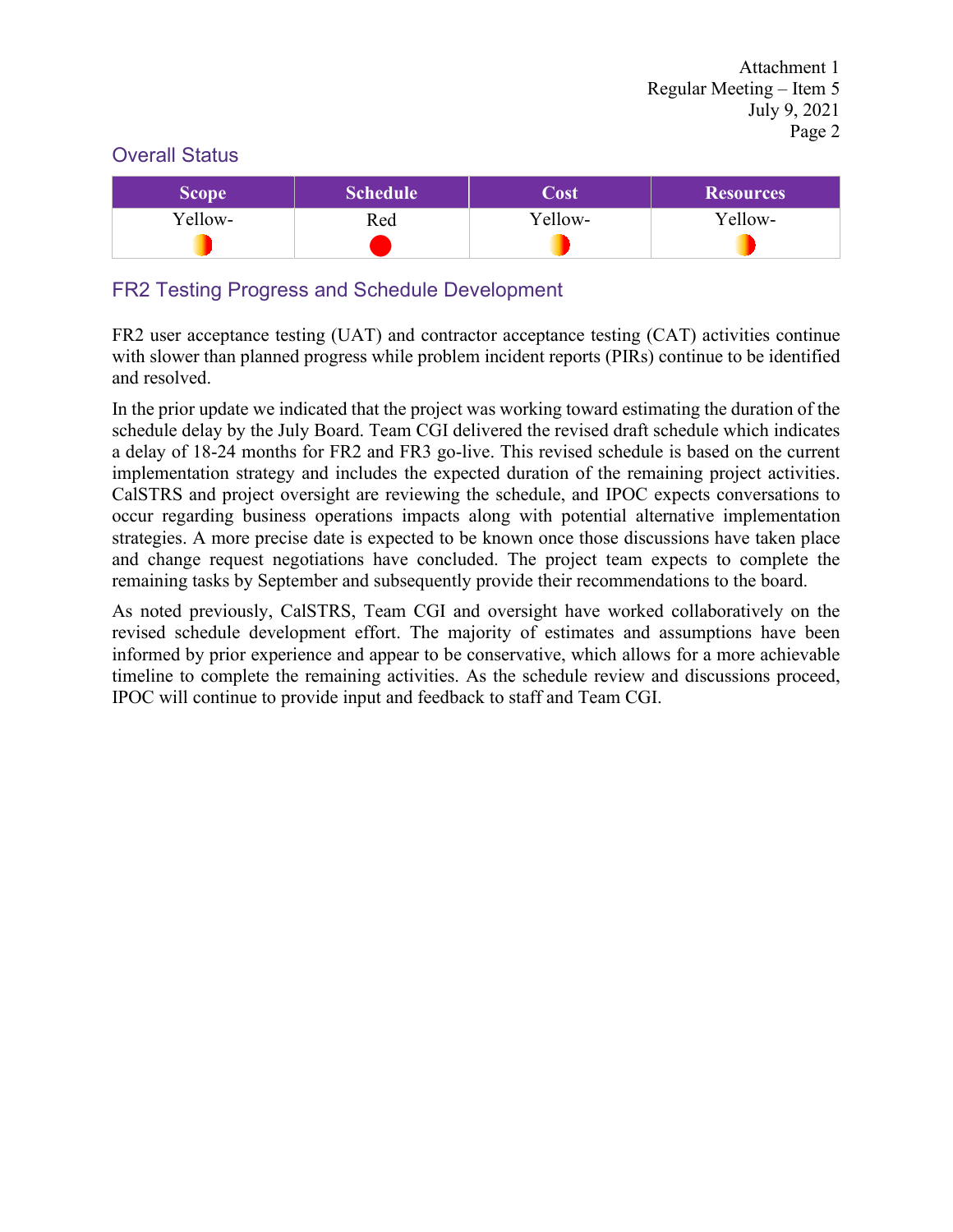## Overall Status

| Scope | Schedule | Cost | Resources |
|---|---|---|---|
| Yellow- | Red | Yellow- | Yellow- |

## FR2 Testing Progress and Schedule Development

FR2 user acceptance testing (UAT) and contractor acceptance testing (CAT) activities continue with slower than planned progress while problem incident reports (PIRs) continue to be identified and resolved.

In the prior update we indicated that the project was working toward estimating the duration of the schedule delay by the July Board. Team CGI delivered the revised draft schedule which indicates a delay of 18-24 months for FR2 and FR3 go-live. This revised schedule is based on the current implementation strategy and includes the expected duration of the remaining project activities. CalSTRS and project oversight are reviewing the schedule, and IPOC expects conversations to occur regarding business operations impacts along with potential alternative implementation strategies. A more precise date is expected to be known once those discussions have taken place and change request negotiations have concluded. The project team expects to complete the remaining tasks by September and subsequently provide their recommendations to the board.

As noted previously, CalSTRS, Team CGI and oversight have worked collaboratively on the revised schedule development effort. The majority of estimates and assumptions have been informed by prior experience and appear to be conservative, which allows for a more achievable timeline to complete the remaining activities. As the schedule review and discussions proceed, IPOC will continue to provide input and feedback to staff and Team CGI.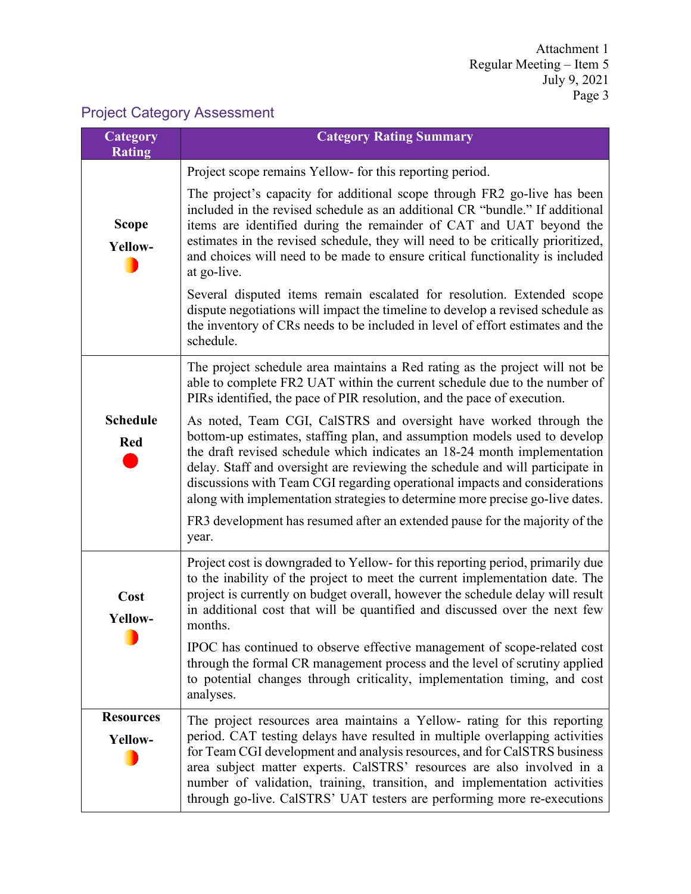## Project Category Assessment

| Category Rating | Category Rating Summary |
|---|---|
| **Scope**<br><br>**Yellow-** | Project scope remains Yellow- for this reporting period.<br><br>The project's capacity for additional scope through FR2 go-live has been included in the revised schedule as an additional CR "bundle." If additional items are identified during the remainder of CAT and UAT beyond the estimates in the revised schedule, they will need to be critically prioritized, and choices will need to be made to ensure critical functionality is included at go-live.<br><br>Several disputed items remain escalated for resolution. Extended scope dispute negotiations will impact the timeline to develop a revised schedule as the inventory of CRs needs to be included in level of effort estimates and the schedule. |
| **Schedule**<br><br>**Red** | The project schedule area maintains a Red rating as the project will not be able to complete FR2 UAT within the current schedule due to the number of PIRs identified, the pace of PIR resolution, and the pace of execution.<br><br>As noted, Team CGI, CalSTRS and oversight have worked through the bottom-up estimates, staffing plan, and assumption models used to develop the draft revised schedule which indicates an 18-24 month implementation delay. Staff and oversight are reviewing the schedule and will participate in discussions with Team CGI regarding operational impacts and considerations along with implementation strategies to determine more precise go-live dates.<br><br>FR3 development has resumed after an extended pause for the majority of the year. |
| **Cost**<br><br>**Yellow-** | Project cost is downgraded to Yellow- for this reporting period, primarily due to the inability of the project to meet the current implementation date. The project is currently on budget overall, however the schedule delay will result in additional cost that will be quantified and discussed over the next few months.<br><br>IPOC has continued to observe effective management of scope-related cost through the formal CR management process and the level of scrutiny applied to potential changes through criticality, implementation timing, and cost analyses. |
| **Resources**<br><br>**Yellow-** | The project resources area maintains a Yellow- rating for this reporting period. CAT testing delays have resulted in multiple overlapping activities for Team CGI development and analysis resources, and for CalSTRS business area subject matter experts. CalSTRS' resources are also involved in a number of validation, training, transition, and implementation activities through go-live. CalSTRS' UAT testers are performing more re-executions |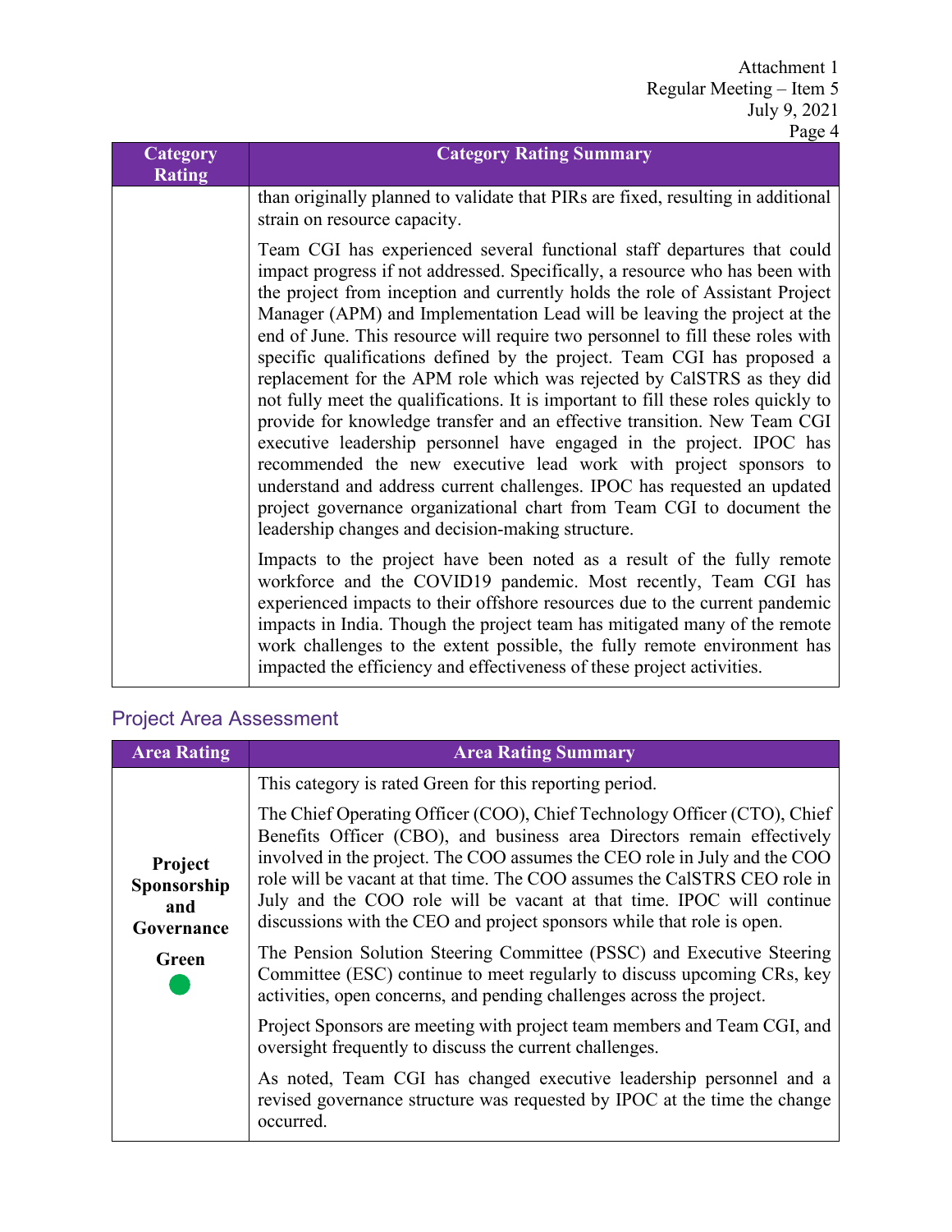| Category Rating | Category Rating Summary |
| --- | --- |
| | than originally planned to validate that PIRs are fixed, resulting in additional strain on resource capacity.<br><br>Team CGI has experienced several functional staff departures that could impact progress if not addressed. Specifically, a resource who has been with the project from inception and currently holds the role of Assistant Project Manager (APM) and Implementation Lead will be leaving the project at the end of June. This resource will require two personnel to fill these roles with specific qualifications defined by the project. Team CGI has proposed a replacement for the APM role which was rejected by CalSTRS as they did not fully meet the qualifications. It is important to fill these roles quickly to provide for knowledge transfer and an effective transition. New Team CGI executive leadership personnel have engaged in the project. IPOC has recommended the new executive lead work with project sponsors to understand and address current challenges. IPOC has requested an updated project governance organizational chart from Team CGI to document the leadership changes and decision-making structure.<br><br>Impacts to the project have been noted as a result of the fully remote workforce and the COVID19 pandemic. Most recently, Team CGI has experienced impacts to their offshore resources due to the current pandemic impacts in India. Though the project team has mitigated many of the remote work challenges to the extent possible, the fully remote environment has impacted the efficiency and effectiveness of these project activities. |

## Project Area Assessment

| Area Rating | Area Rating Summary |
| --- | --- |
| **Project Sponsorship and Governance**<br><br>**Green** | This category is rated Green for this reporting period.<br><br>The Chief Operating Officer (COO), Chief Technology Officer (CTO), Chief Benefits Officer (CBO), and business area Directors remain effectively involved in the project. The COO assumes the CEO role in July and the COO role will be vacant at that time. The COO assumes the CalSTRS CEO role in July and the COO role will be vacant at that time. IPOC will continue discussions with the CEO and project sponsors while that role is open.<br><br>The Pension Solution Steering Committee (PSSC) and Executive Steering Committee (ESC) continue to meet regularly to discuss upcoming CRs, key activities, open concerns, and pending challenges across the project.<br><br>Project Sponsors are meeting with project team members and Team CGI, and oversight frequently to discuss the current challenges.<br><br>As noted, Team CGI has changed executive leadership personnel and a revised governance structure was requested by IPOC at the time the change occurred. |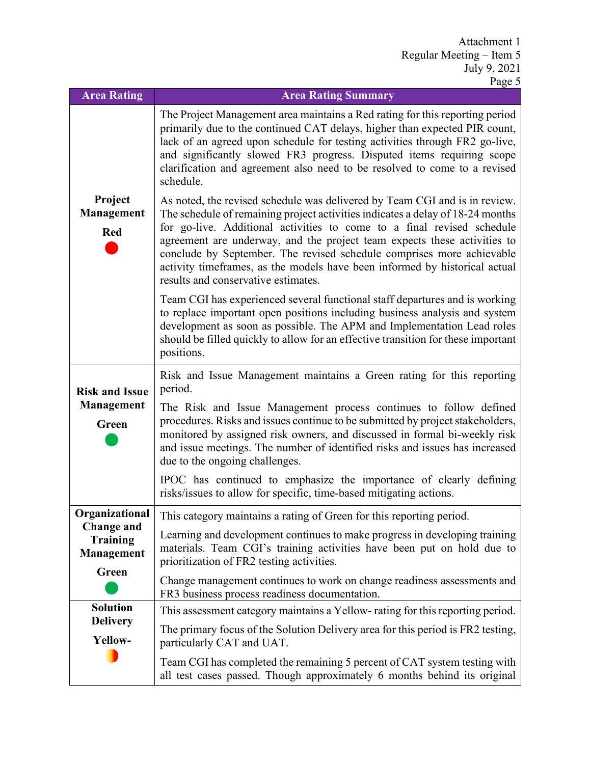| Area Rating | Area Rating Summary |
|---|---|
| **Project Management**<br><br>**Red** | The Project Management area maintains a Red rating for this reporting period primarily due to the continued CAT delays, higher than expected PIR count, lack of an agreed upon schedule for testing activities through FR2 go-live, and significantly slowed FR3 progress. Disputed items requiring scope clarification and agreement also need to be resolved to come to a revised schedule.<br><br>As noted, the revised schedule was delivered by Team CGI and is in review. The schedule of remaining project activities indicates a delay of 18-24 months for go-live. Additional activities to come to a final revised schedule agreement are underway, and the project team expects these activities to conclude by September. The revised schedule comprises more achievable activity timeframes, as the models have been informed by historical actual results and conservative estimates.<br><br>Team CGI has experienced several functional staff departures and is working to replace important open positions including business analysis and system development as soon as possible. The APM and Implementation Lead roles should be filled quickly to allow for an effective transition for these important positions. |
| **Risk and Issue Management**<br><br>**Green** | Risk and Issue Management maintains a Green rating for this reporting period.<br><br>The Risk and Issue Management process continues to follow defined procedures. Risks and issues continue to be submitted by project stakeholders, monitored by assigned risk owners, and discussed in formal bi-weekly risk and issue meetings. The number of identified risks and issues has increased due to the ongoing challenges.<br><br>IPOC has continued to emphasize the importance of clearly defining risks/issues to allow for specific, time-based mitigating actions. |
| **Organizational Change and Training Management**<br><br>**Green** | This category maintains a rating of Green for this reporting period.<br><br>Learning and development continues to make progress in developing training materials. Team CGI's training activities have been put on hold due to prioritization of FR2 testing activities.<br><br>Change management continues to work on change readiness assessments and FR3 business process readiness documentation. |
| **Solution Delivery**<br><br>**Yellow-** | This assessment category maintains a Yellow- rating for this reporting period.<br><br>The primary focus of the Solution Delivery area for this period is FR2 testing, particularly CAT and UAT.<br><br>Team CGI has completed the remaining 5 percent of CAT system testing with all test cases passed. Though approximately 6 months behind its original |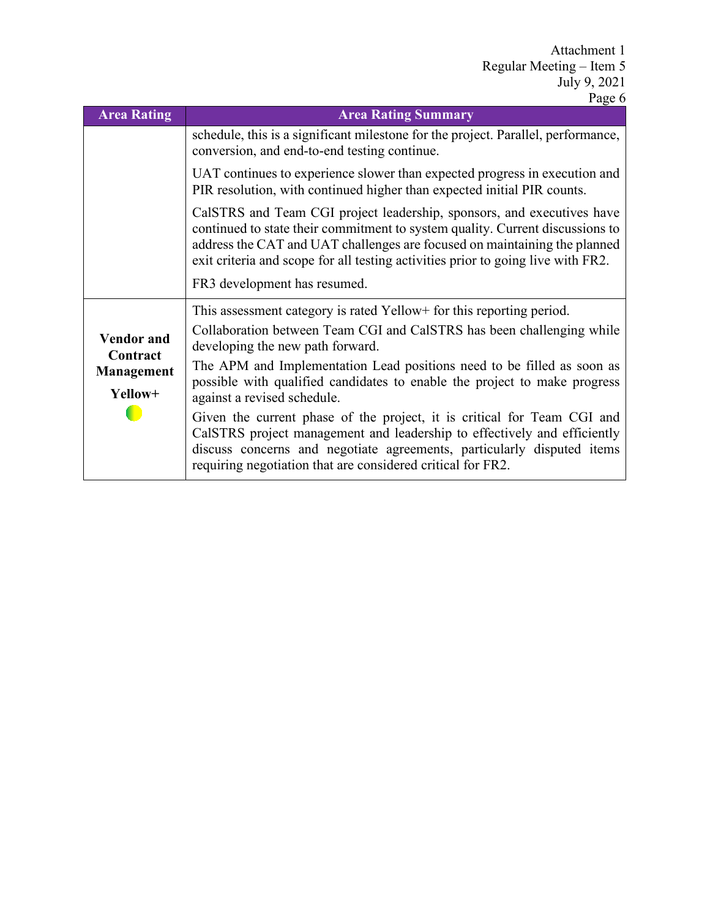| Area Rating | Area Rating Summary |
|---|---|
| | schedule, this is a significant milestone for the project. Parallel, performance, conversion, and end-to-end testing continue.<br><br>UAT continues to experience slower than expected progress in execution and PIR resolution, with continued higher than expected initial PIR counts.<br><br>CalSTRS and Team CGI project leadership, sponsors, and executives have continued to state their commitment to system quality. Current discussions to address the CAT and UAT challenges are focused on maintaining the planned exit criteria and scope for all testing activities prior to going live with FR2.<br><br>FR3 development has resumed. |
| **Vendor and Contract Management**<br><br>**Yellow+** | This assessment category is rated Yellow+ for this reporting period.<br><br>Collaboration between Team CGI and CalSTRS has been challenging while developing the new path forward.<br><br>The APM and Implementation Lead positions need to be filled as soon as possible with qualified candidates to enable the project to make progress against a revised schedule.<br><br>Given the current phase of the project, it is critical for Team CGI and CalSTRS project management and leadership to effectively and efficiently discuss concerns and negotiate agreements, particularly disputed items requiring negotiation that are considered critical for FR2. |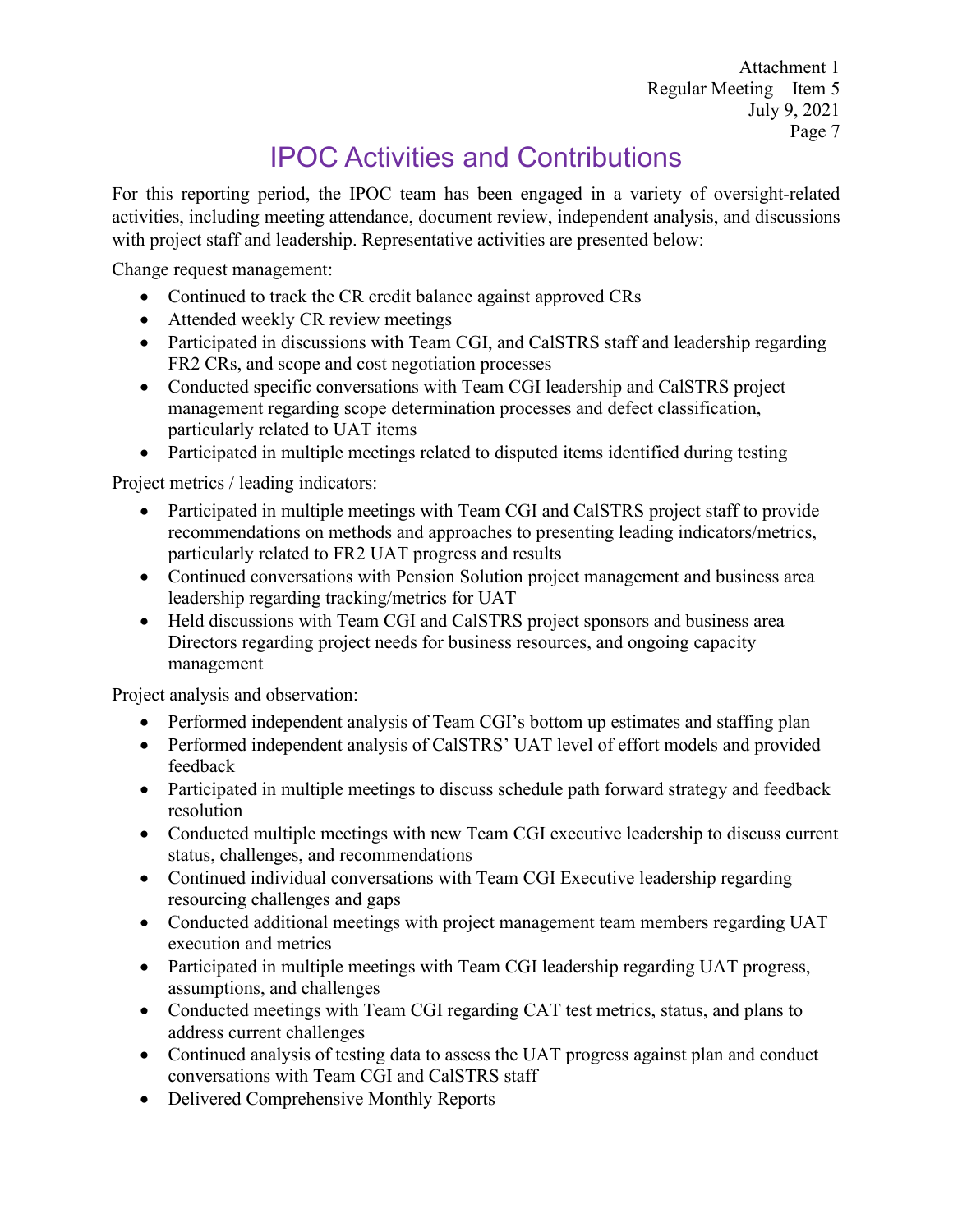# IPOC Activities and Contributions

For this reporting period, the IPOC team has been engaged in a variety of oversight-related activities, including meeting attendance, document review, independent analysis, and discussions with project staff and leadership. Representative activities are presented below:

Change request management:

- Continued to track the CR credit balance against approved CRs
- Attended weekly CR review meetings
- Participated in discussions with Team CGI, and CalSTRS staff and leadership regarding FR2 CRs, and scope and cost negotiation processes
- Conducted specific conversations with Team CGI leadership and CalSTRS project management regarding scope determination processes and defect classification, particularly related to UAT items
- Participated in multiple meetings related to disputed items identified during testing

Project metrics / leading indicators:

- Participated in multiple meetings with Team CGI and CalSTRS project staff to provide recommendations on methods and approaches to presenting leading indicators/metrics, particularly related to FR2 UAT progress and results
- Continued conversations with Pension Solution project management and business area leadership regarding tracking/metrics for UAT
- Held discussions with Team CGI and CalSTRS project sponsors and business area Directors regarding project needs for business resources, and ongoing capacity management

Project analysis and observation:

- Performed independent analysis of Team CGI's bottom up estimates and staffing plan
- Performed independent analysis of CalSTRS' UAT level of effort models and provided feedback
- Participated in multiple meetings to discuss schedule path forward strategy and feedback resolution
- Conducted multiple meetings with new Team CGI executive leadership to discuss current status, challenges, and recommendations
- Continued individual conversations with Team CGI Executive leadership regarding resourcing challenges and gaps
- Conducted additional meetings with project management team members regarding UAT execution and metrics
- Participated in multiple meetings with Team CGI leadership regarding UAT progress, assumptions, and challenges
- Conducted meetings with Team CGI regarding CAT test metrics, status, and plans to address current challenges
- Continued analysis of testing data to assess the UAT progress against plan and conduct conversations with Team CGI and CalSTRS staff
- Delivered Comprehensive Monthly Reports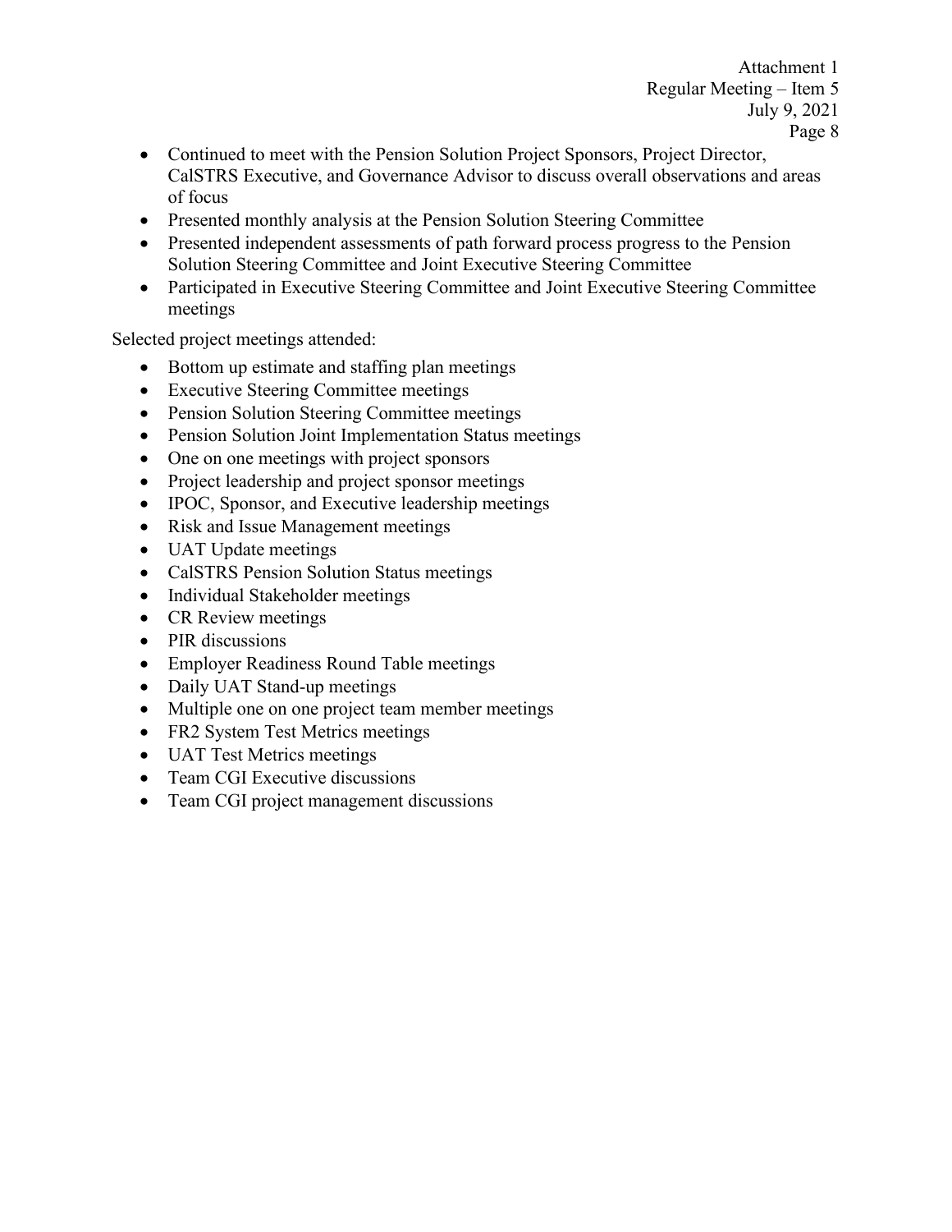- Continued to meet with the Pension Solution Project Sponsors, Project Director, CalSTRS Executive, and Governance Advisor to discuss overall observations and areas of focus
- Presented monthly analysis at the Pension Solution Steering Committee
- Presented independent assessments of path forward process progress to the Pension Solution Steering Committee and Joint Executive Steering Committee
- Participated in Executive Steering Committee and Joint Executive Steering Committee meetings

Selected project meetings attended:

- Bottom up estimate and staffing plan meetings
- Executive Steering Committee meetings
- Pension Solution Steering Committee meetings
- Pension Solution Joint Implementation Status meetings
- One on one meetings with project sponsors
- Project leadership and project sponsor meetings
- IPOC, Sponsor, and Executive leadership meetings
- Risk and Issue Management meetings
- UAT Update meetings
- CalSTRS Pension Solution Status meetings
- Individual Stakeholder meetings
- CR Review meetings
- PIR discussions
- Employer Readiness Round Table meetings
- Daily UAT Stand-up meetings
- Multiple one on one project team member meetings
- FR2 System Test Metrics meetings
- UAT Test Metrics meetings
- Team CGI Executive discussions
- Team CGI project management discussions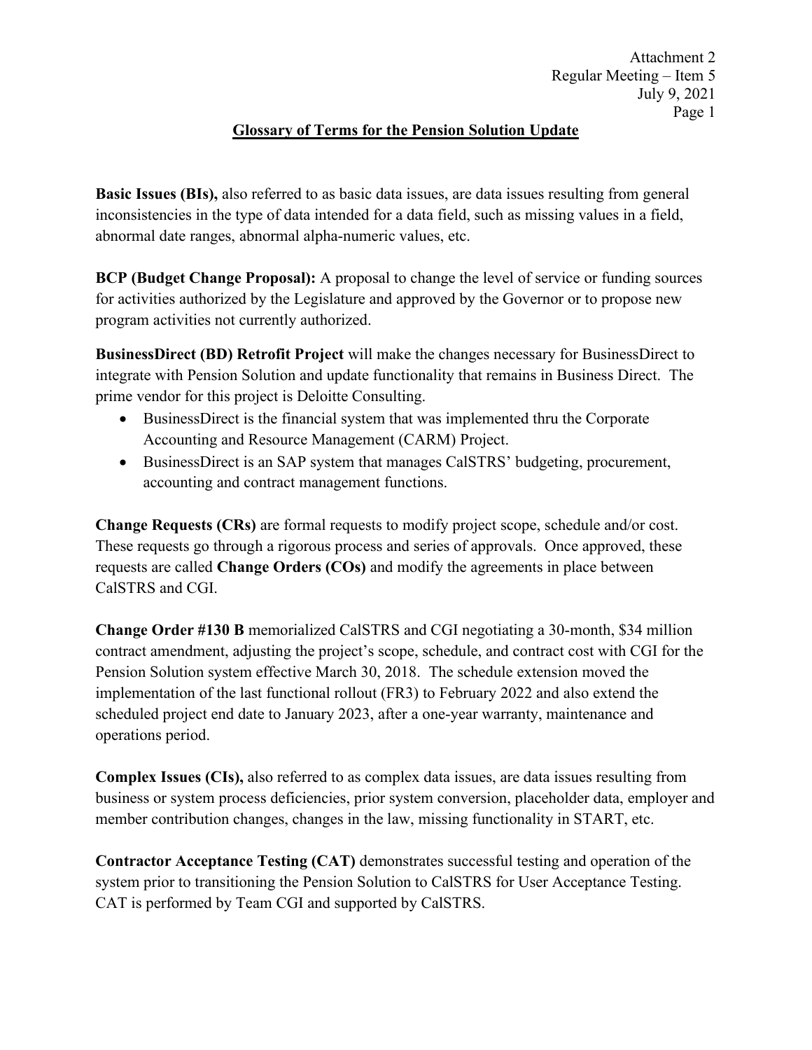Attachment 2
Regular Meeting – Item 5
July 9, 2021

## Glossary of Terms for the Pension Solution Update

**Basic Issues (BIs),** also referred to as basic data issues, are data issues resulting from general inconsistencies in the type of data intended for a data field, such as missing values in a field, abnormal date ranges, abnormal alpha-numeric values, etc.

**BCP (Budget Change Proposal):** A proposal to change the level of service or funding sources for activities authorized by the Legislature and approved by the Governor or to propose new program activities not currently authorized.

**BusinessDirect (BD) Retrofit Project** will make the changes necessary for BusinessDirect to integrate with Pension Solution and update functionality that remains in Business Direct. The prime vendor for this project is Deloitte Consulting.

- BusinessDirect is the financial system that was implemented thru the Corporate Accounting and Resource Management (CARM) Project.
- BusinessDirect is an SAP system that manages CalSTRS' budgeting, procurement, accounting and contract management functions.

**Change Requests (CRs)** are formal requests to modify project scope, schedule and/or cost. These requests go through a rigorous process and series of approvals. Once approved, these requests are called **Change Orders (COs)** and modify the agreements in place between CalSTRS and CGI.

**Change Order #130 B** memorialized CalSTRS and CGI negotiating a 30-month, $34 million contract amendment, adjusting the project's scope, schedule, and contract cost with CGI for the Pension Solution system effective March 30, 2018. The schedule extension moved the implementation of the last functional rollout (FR3) to February 2022 and also extend the scheduled project end date to January 2023, after a one-year warranty, maintenance and operations period.

**Complex Issues (CIs),** also referred to as complex data issues, are data issues resulting from business or system process deficiencies, prior system conversion, placeholder data, employer and member contribution changes, changes in the law, missing functionality in START, etc.

**Contractor Acceptance Testing (CAT)** demonstrates successful testing and operation of the system prior to transitioning the Pension Solution to CalSTRS for User Acceptance Testing. CAT is performed by Team CGI and supported by CalSTRS.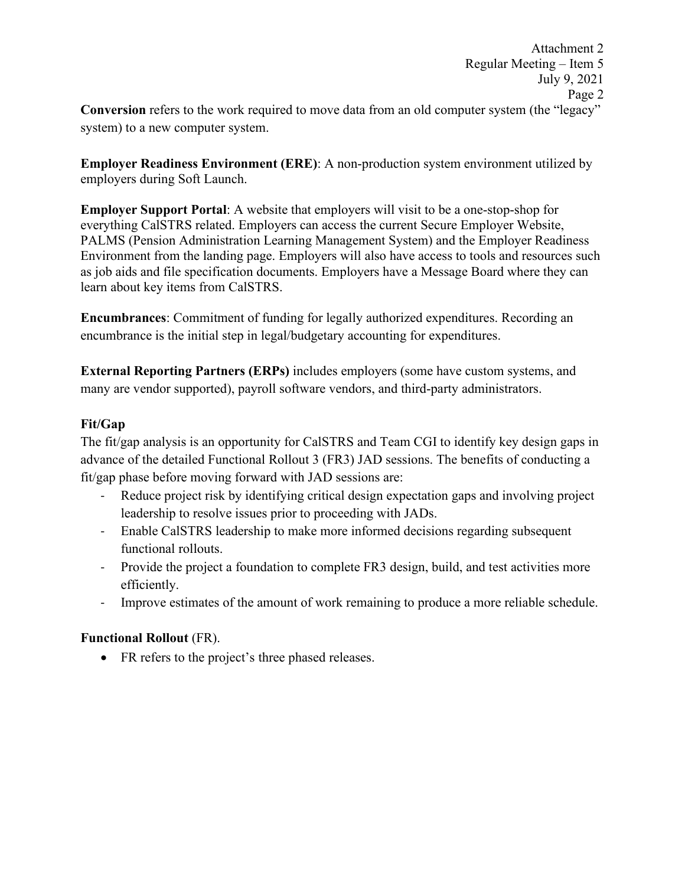**Conversion** refers to the work required to move data from an old computer system (the "legacy" system) to a new computer system.

**Employer Readiness Environment (ERE)**: A non-production system environment utilized by employers during Soft Launch.

**Employer Support Portal**: A website that employers will visit to be a one-stop-shop for everything CalSTRS related. Employers can access the current Secure Employer Website, PALMS (Pension Administration Learning Management System) and the Employer Readiness Environment from the landing page. Employers will also have access to tools and resources such as job aids and file specification documents. Employers have a Message Board where they can learn about key items from CalSTRS.

**Encumbrances**: Commitment of funding for legally authorized expenditures. Recording an encumbrance is the initial step in legal/budgetary accounting for expenditures.

**External Reporting Partners (ERPs)** includes employers (some have custom systems, and many are vendor supported), payroll software vendors, and third-party administrators.

**Fit/Gap**

The fit/gap analysis is an opportunity for CalSTRS and Team CGI to identify key design gaps in advance of the detailed Functional Rollout 3 (FR3) JAD sessions. The benefits of conducting a fit/gap phase before moving forward with JAD sessions are:

- Reduce project risk by identifying critical design expectation gaps and involving project leadership to resolve issues prior to proceeding with JADs.
- Enable CalSTRS leadership to make more informed decisions regarding subsequent functional rollouts.
- Provide the project a foundation to complete FR3 design, build, and test activities more efficiently.
- Improve estimates of the amount of work remaining to produce a more reliable schedule.

**Functional Rollout** (FR).

- FR refers to the project's three phased releases.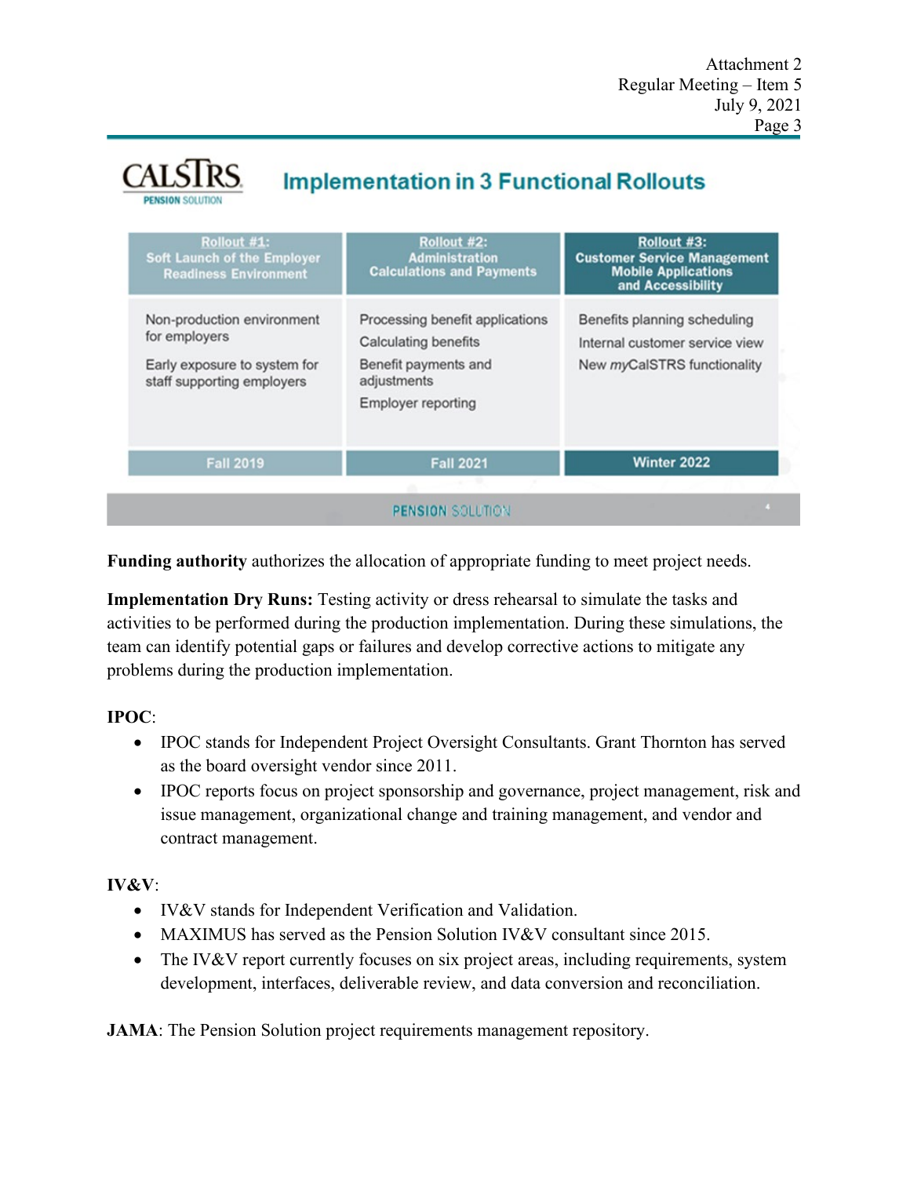## Implementation in 3 Functional Rollouts

| Rollout #1: Soft Launch of the Employer Readiness Environment | Rollout #2: Administration Calculations and Payments | Rollout #3: Customer Service Management Mobile Applications and Accessibility |
|---|---|---|
| Non-production environment for employers<br><br>Early exposure to system for staff supporting employers | Processing benefit applications<br><br>Calculating benefits<br><br>Benefit payments and adjustments<br><br>Employer reporting | Benefits planning scheduling<br><br>Internal customer service view<br><br>New *my*CalSTRS functionality |
| Fall 2019 | Fall 2021 | Winter 2022 |

**Funding authority** authorizes the allocation of appropriate funding to meet project needs.

**Implementation Dry Runs:** Testing activity or dress rehearsal to simulate the tasks and activities to be performed during the production implementation. During these simulations, the team can identify potential gaps or failures and develop corrective actions to mitigate any problems during the production implementation.

**IPOC**:

- IPOC stands for Independent Project Oversight Consultants. Grant Thornton has served as the board oversight vendor since 2011.
- IPOC reports focus on project sponsorship and governance, project management, risk and issue management, organizational change and training management, and vendor and contract management.

**IV&V**:

- IV&V stands for Independent Verification and Validation.
- MAXIMUS has served as the Pension Solution IV&V consultant since 2015.
- The IV&V report currently focuses on six project areas, including requirements, system development, interfaces, deliverable review, and data conversion and reconciliation.

**JAMA**: The Pension Solution project requirements management repository.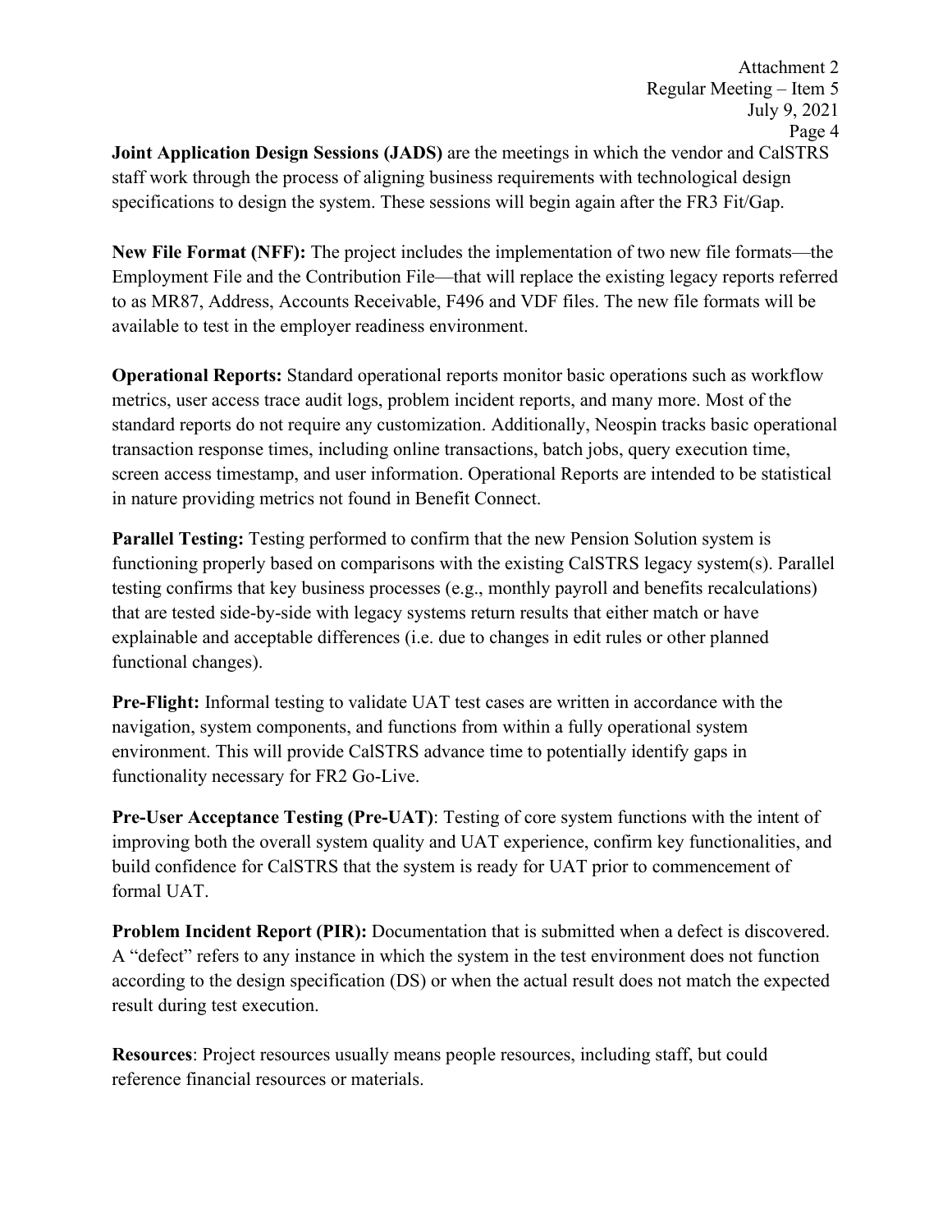**Joint Application Design Sessions (JADS)** are the meetings in which the vendor and CalSTRS staff work through the process of aligning business requirements with technological design specifications to design the system. These sessions will begin again after the FR3 Fit/Gap.

**New File Format (NFF):** The project includes the implementation of two new file formats—the Employment File and the Contribution File—that will replace the existing legacy reports referred to as MR87, Address, Accounts Receivable, F496 and VDF files. The new file formats will be available to test in the employer readiness environment.

**Operational Reports:** Standard operational reports monitor basic operations such as workflow metrics, user access trace audit logs, problem incident reports, and many more. Most of the standard reports do not require any customization. Additionally, Neospin tracks basic operational transaction response times, including online transactions, batch jobs, query execution time, screen access timestamp, and user information. Operational Reports are intended to be statistical in nature providing metrics not found in Benefit Connect.

**Parallel Testing:** Testing performed to confirm that the new Pension Solution system is functioning properly based on comparisons with the existing CalSTRS legacy system(s). Parallel testing confirms that key business processes (e.g., monthly payroll and benefits recalculations) that are tested side-by-side with legacy systems return results that either match or have explainable and acceptable differences (i.e. due to changes in edit rules or other planned functional changes).

**Pre-Flight:** Informal testing to validate UAT test cases are written in accordance with the navigation, system components, and functions from within a fully operational system environment. This will provide CalSTRS advance time to potentially identify gaps in functionality necessary for FR2 Go-Live.

**Pre-User Acceptance Testing (Pre-UAT)**: Testing of core system functions with the intent of improving both the overall system quality and UAT experience, confirm key functionalities, and build confidence for CalSTRS that the system is ready for UAT prior to commencement of formal UAT.

**Problem Incident Report (PIR):** Documentation that is submitted when a defect is discovered. A "defect" refers to any instance in which the system in the test environment does not function according to the design specification (DS) or when the actual result does not match the expected result during test execution.

**Resources**: Project resources usually means people resources, including staff, but could reference financial resources or materials.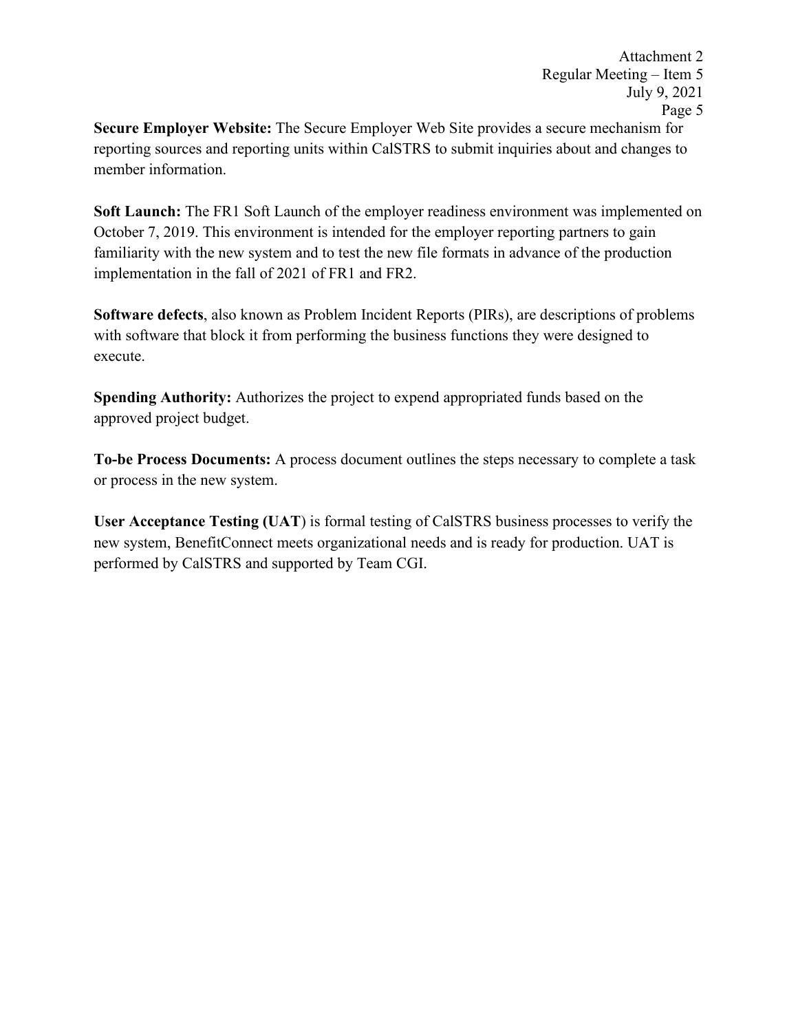**Secure Employer Website:** The Secure Employer Web Site provides a secure mechanism for reporting sources and reporting units within CalSTRS to submit inquiries about and changes to member information.

**Soft Launch:** The FR1 Soft Launch of the employer readiness environment was implemented on October 7, 2019. This environment is intended for the employer reporting partners to gain familiarity with the new system and to test the new file formats in advance of the production implementation in the fall of 2021 of FR1 and FR2.

**Software defects**, also known as Problem Incident Reports (PIRs), are descriptions of problems with software that block it from performing the business functions they were designed to execute.

**Spending Authority:** Authorizes the project to expend appropriated funds based on the approved project budget.

**To-be Process Documents:** A process document outlines the steps necessary to complete a task or process in the new system.

**User Acceptance Testing (UAT**) is formal testing of CalSTRS business processes to verify the new system, BenefitConnect meets organizational needs and is ready for production. UAT is performed by CalSTRS and supported by Team CGI.